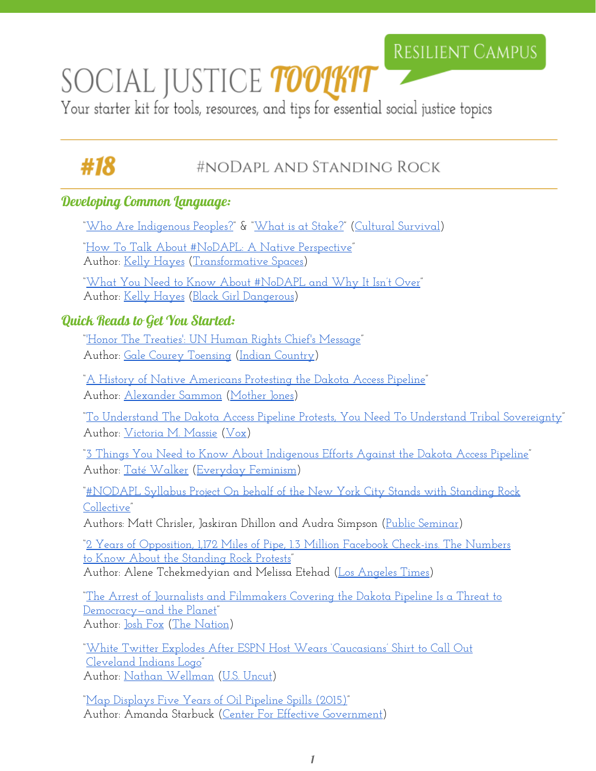RESILIENT CAMPUS

# SOCIAL JUSTICE TOOLKIT

Your starter kit for tools, resources, and tips for essential social justice topics

## #18 #NODAPL AND STANDING ROCK

### Developing Common Language:

"Who Are Indigenous Peoples?" & "What is at Stake?" (Cultural Survival)

"How To Talk About #NoDAPL: A Native Perspective"
Author: Kelly Hayes (Transformative Spaces)

"What You Need to Know About #NoDAPL and Why It Isn't Over"
Author: Kelly Hayes (Black Girl Dangerous)

### Quick Reads to Get You Started:

"'Honor The Treaties': UN Human Rights Chief's Message"
Author: Gale Courey Toensing (Indian Country)

"A History of Native Americans Protesting the Dakota Access Pipeline"
Author: Alexander Sammon (Mother Jones)

"To Understand The Dakota Access Pipeline Protests, You Need To Understand Tribal Sovereignty"
Author: Victoria M. Massie (Vox)

"3 Things You Need to Know About Indigenous Efforts Against the Dakota Access Pipeline"
Author: Taté Walker (Everyday Feminism)

"#NODAPL Syllabus Project On behalf of the New York City Stands with Standing Rock Collective"
Authors: Matt Chrisler, Jaskiran Dhillon and Audra Simpson (Public Seminar)

"2 Years of Opposition, 1,172 Miles of Pipe, 1.3 Million Facebook Check-ins. The Numbers to Know About the Standing Rock Protests"
Author: Alene Tchekmedyian and Melissa Etehad (Los Angeles Times)

"The Arrest of Journalists and Filmmakers Covering the Dakota Pipeline Is a Threat to Democracy—and the Planet"
Author: Josh Fox (The Nation)

"White Twitter Explodes After ESPN Host Wears 'Caucasians' Shirt to Call Out Cleveland Indians Logo"
Author: Nathan Wellman (U.S. Uncut)

"Map Displays Five Years of Oil Pipeline Spills (2015)"
Author: Amanda Starbuck (Center For Effective Government)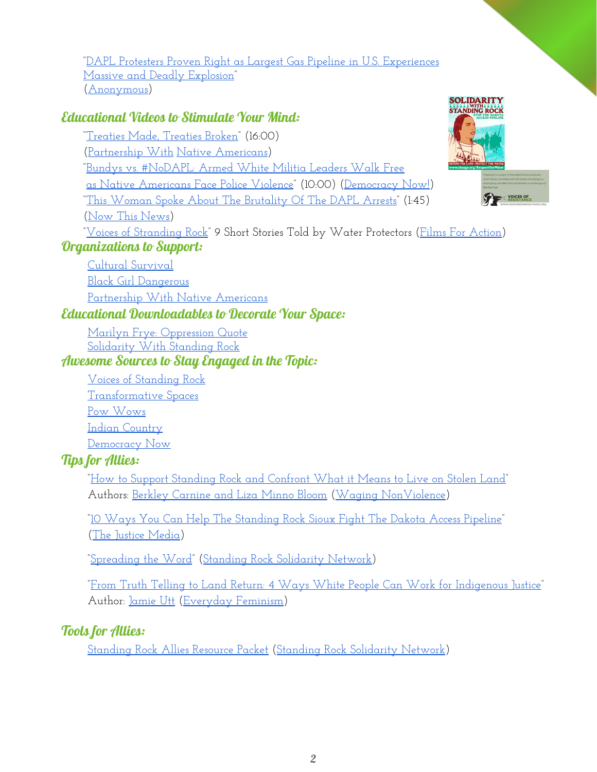"DAPL Protesters Proven Right as Largest Gas Pipeline in U.S. Experiences Massive and Deadly Explosion"
(Anonymous)

## Educational Videos to Stimulate Your Mind:

"Treaties Made, Treaties Broken" (16:00)
(Partnership With Native Americans)
"Bundys vs. #NoDAPL: Armed White Militia Leaders Walk Free as Native Americans Face Police Violence" (10:00) (Democracy Now!)
"This Woman Spoke About The Brutality Of The DAPL Arrests" (1:45)
(Now This News)
"Voices of Stranding Rock" 9 Short Stories Told by Water Protectors (Films For Action)

## Organizations to Support:

Cultural Survival
Black Girl Dangerous
Partnership With Native Americans

## Educational Downloadables to Decorate Your Space:

Marilyn Frye: Oppression Quote
Solidarity With Standing Rock

## Awesome Sources to Stay Engaged in the Topic:

Voices of Standing Rock
Transformative Spaces
Pow Wows
Indian Country
Democracy Now

## Tips for Allies:

"How to Support Standing Rock and Confront What it Means to Live on Stolen Land"
Authors: Berkley Carnine and Liza Minno Bloom (Waging NonViolence)

"10 Ways You Can Help The Standing Rock Sioux Fight The Dakota Access Pipeline"
(The Justice Media)

"Spreading the Word" (Standing Rock Solidarity Network)

"From Truth Telling to Land Return: 4 Ways White People Can Work for Indigenous Justice"
Author: Jamie Utt (Everyday Feminism)

## Tools for Allies:

Standing Rock Allies Resource Packet (Standing Rock Solidarity Network)